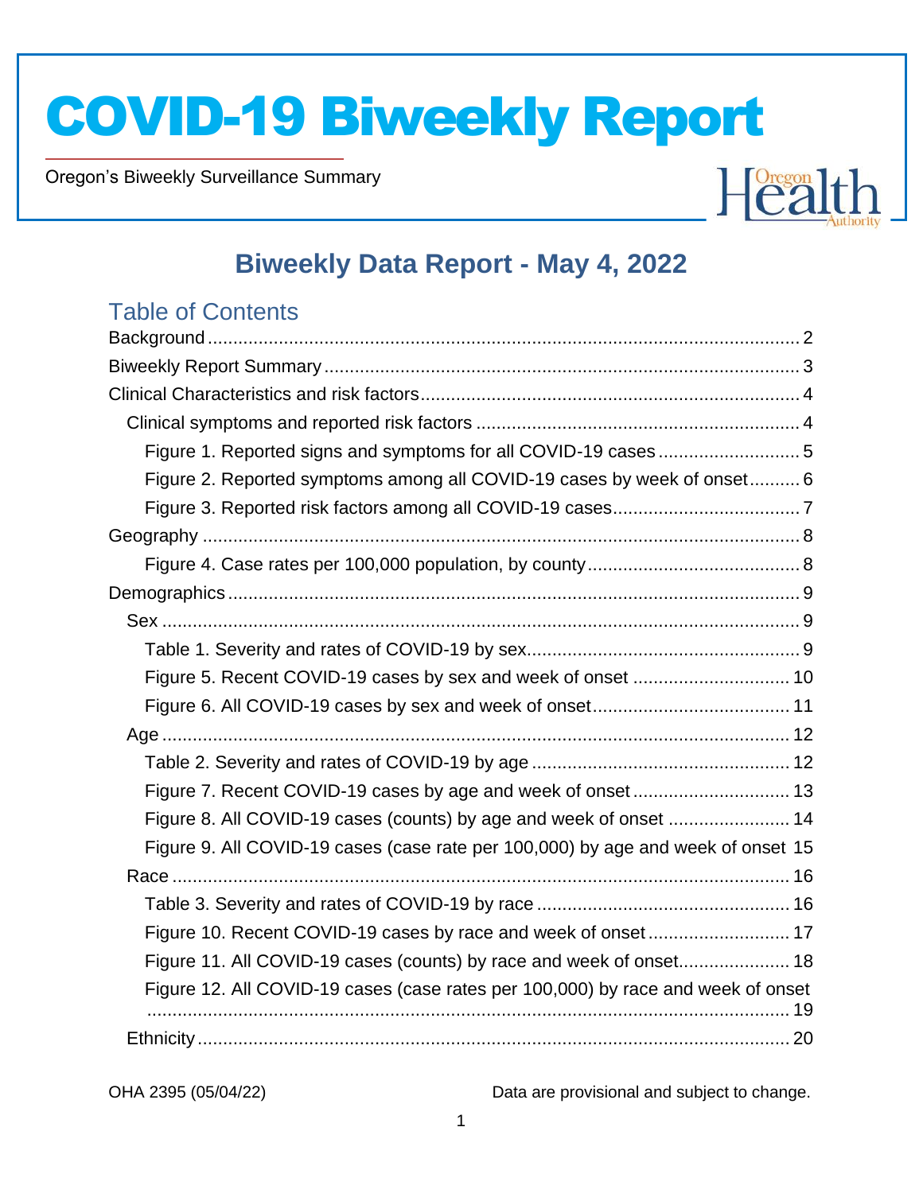# COVID-19 Biweekly Report

Oregon's Biweekly Surveillance Summary

## Biweekly Data Report - May 4, 2022

### Table of Contents

Background ........ 2
Biweekly Report Summary ........ 3
Clinical Characteristics and risk factors ........ 4
- Clinical symptoms and reported risk factors ........ 4
  - Figure 1. Reported signs and symptoms for all COVID-19 cases ........ 5
  - Figure 2. Reported symptoms among all COVID-19 cases by week of onset ........ 6
  - Figure 3. Reported risk factors among all COVID-19 cases ........ 7

Geography ........ 8
  - Figure 4. Case rates per 100,000 population, by county ........ 8

Demographics ........ 9
- Sex ........ 9
  - Table 1. Severity and rates of COVID-19 by sex ........ 9
  - Figure 5. Recent COVID-19 cases by sex and week of onset ........ 10
  - Figure 6. All COVID-19 cases by sex and week of onset ........ 11
- Age ........ 12
  - Table 2. Severity and rates of COVID-19 by age ........ 12
  - Figure 7. Recent COVID-19 cases by age and week of onset ........ 13
  - Figure 8. All COVID-19 cases (counts) by age and week of onset ........ 14
  - Figure 9. All COVID-19 cases (case rate per 100,000) by age and week of onset ........ 15
- Race ........ 16
  - Table 3. Severity and rates of COVID-19 by race ........ 16
  - Figure 10. Recent COVID-19 cases by race and week of onset ........ 17
  - Figure 11. All COVID-19 cases (counts) by race and week of onset ........ 18
  - Figure 12. All COVID-19 cases (case rates per 100,000) by race and week of onset ........ 19
- Ethnicity ........ 20

OHA 2395 (05/04/22)

Data are provisional and subject to change.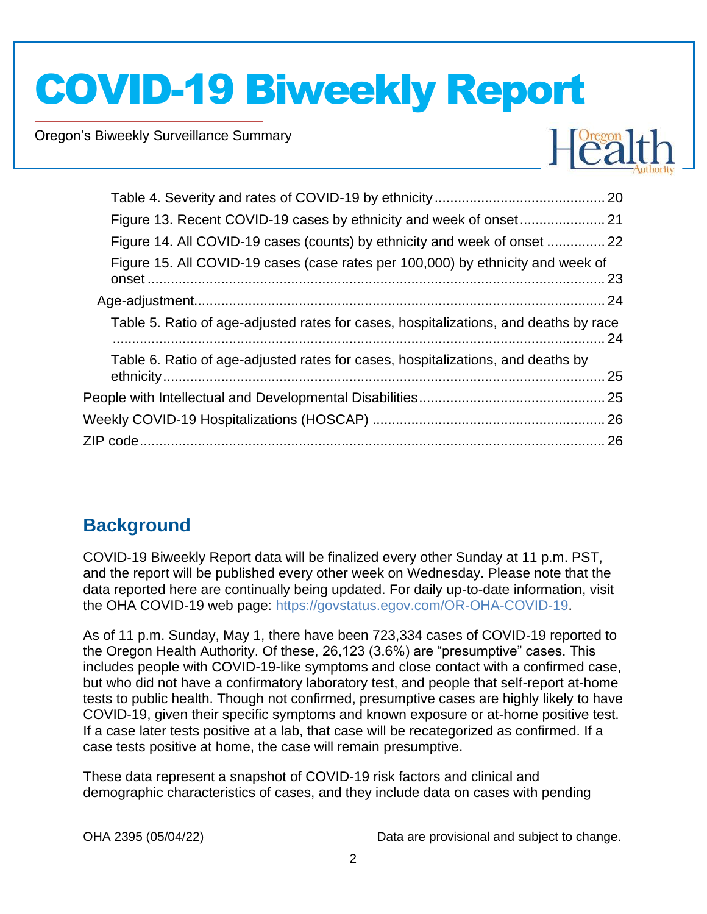Table 4. Severity and rates of COVID-19 by ethnicity ........................................... 20
Figure 13. Recent COVID-19 cases by ethnicity and week of onset ..................... 21
Figure 14. All COVID-19 cases (counts) by ethnicity and week of onset .............. 22
Figure 15. All COVID-19 cases (case rates per 100,000) by ethnicity and week of onset ..................................................................................................................... 23
Age-adjustment ........................................................................................................ 24
Table 5. Ratio of age-adjusted rates for cases, hospitalizations, and deaths by race ............................................................................................................................. 24
Table 6. Ratio of age-adjusted rates for cases, hospitalizations, and deaths by ethnicity ................................................................................................................ 25
People with Intellectual and Developmental Disabilities .............................................. 25
Weekly COVID-19 Hospitalizations (HOSCAP) ........................................................... 26
ZIP code ...................................................................................................................... 26

## Background

COVID-19 Biweekly Report data will be finalized every other Sunday at 11 p.m. PST, and the report will be published every other week on Wednesday. Please note that the data reported here are continually being updated. For daily up-to-date information, visit the OHA COVID-19 web page: https://govstatus.egov.com/OR-OHA-COVID-19.

As of 11 p.m. Sunday, May 1, there have been 723,334 cases of COVID-19 reported to the Oregon Health Authority. Of these, 26,123 (3.6%) are "presumptive" cases. This includes people with COVID-19-like symptoms and close contact with a confirmed case, but who did not have a confirmatory laboratory test, and people that self-report at-home tests to public health. Though not confirmed, presumptive cases are highly likely to have COVID-19, given their specific symptoms and known exposure or at-home positive test. If a case later tests positive at a lab, that case will be recategorized as confirmed. If a case tests positive at home, the case will remain presumptive.

These data represent a snapshot of COVID-19 risk factors and clinical and demographic characteristics of cases, and they include data on cases with pending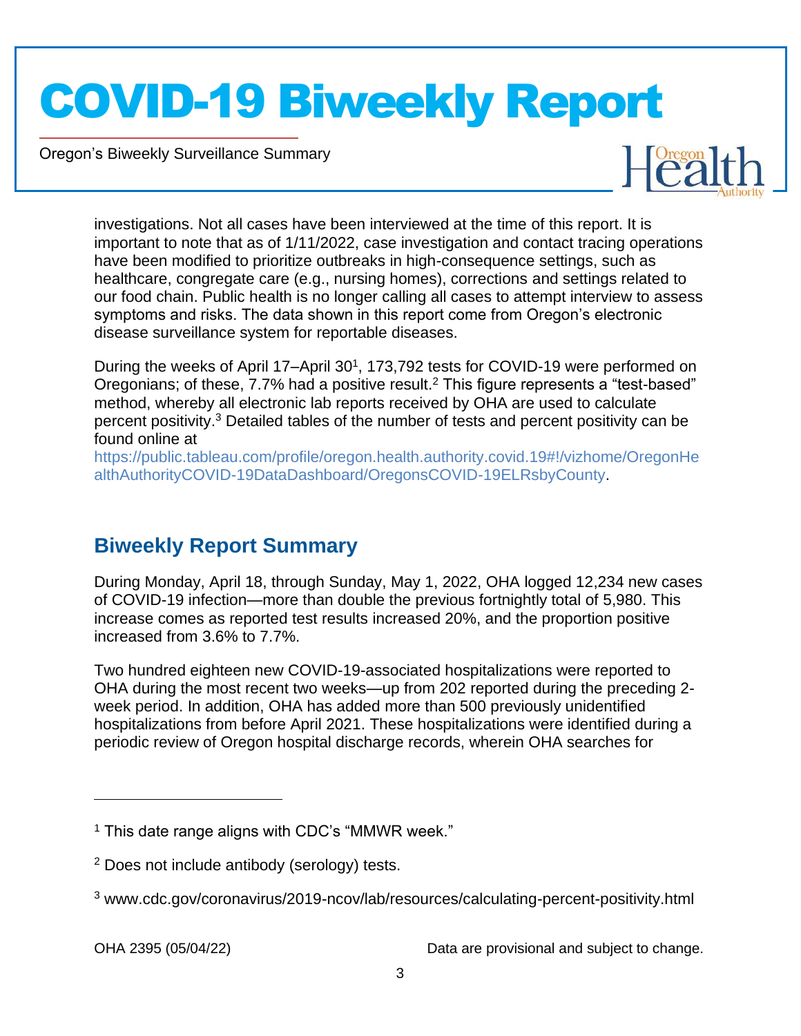investigations. Not all cases have been interviewed at the time of this report. It is important to note that as of 1/11/2022, case investigation and contact tracing operations have been modified to prioritize outbreaks in high-consequence settings, such as healthcare, congregate care (e.g., nursing homes), corrections and settings related to our food chain. Public health is no longer calling all cases to attempt interview to assess symptoms and risks. The data shown in this report come from Oregon's electronic disease surveillance system for reportable diseases.

During the weeks of April 17–April 30[1], 173,792 tests for COVID-19 were performed on Oregonians; of these, 7.7% had a positive result.[2] This figure represents a "test-based" method, whereby all electronic lab reports received by OHA are used to calculate percent positivity.[3] Detailed tables of the number of tests and percent positivity can be found online at https://public.tableau.com/profile/oregon.health.authority.covid.19#!/vizhome/OregonHealthAuthorityCOVID-19DataDashboard/OregonsCOVID-19ELRsbyCounty.

## Biweekly Report Summary

During Monday, April 18, through Sunday, May 1, 2022, OHA logged 12,234 new cases of COVID-19 infection—more than double the previous fortnightly total of 5,980. This increase comes as reported test results increased 20%, and the proportion positive increased from 3.6% to 7.7%.

Two hundred eighteen new COVID-19-associated hospitalizations were reported to OHA during the most recent two weeks—up from 202 reported during the preceding 2-week period. In addition, OHA has added more than 500 previously unidentified hospitalizations from before April 2021. These hospitalizations were identified during a periodic review of Oregon hospital discharge records, wherein OHA searches for

---

[1] This date range aligns with CDC's "MMWR week."

[2] Does not include antibody (serology) tests.

[3] www.cdc.gov/coronavirus/2019-ncov/lab/resources/calculating-percent-positivity.html

OHA 2395 (05/04/22) Data are provisional and subject to change.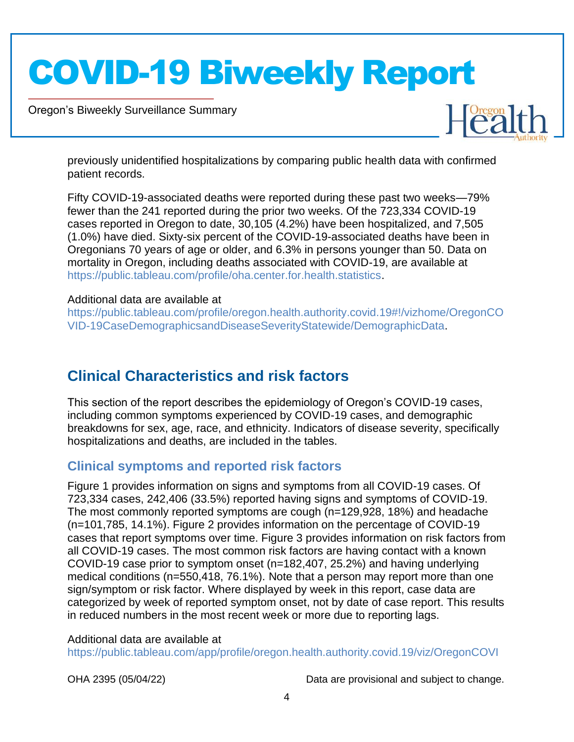previously unidentified hospitalizations by comparing public health data with confirmed patient records.

Fifty COVID-19-associated deaths were reported during these past two weeks—79% fewer than the 241 reported during the prior two weeks. Of the 723,334 COVID-19 cases reported in Oregon to date, 30,105 (4.2%) have been hospitalized, and 7,505 (1.0%) have died. Sixty-six percent of the COVID-19-associated deaths have been in Oregonians 70 years of age or older, and 6.3% in persons younger than 50. Data on mortality in Oregon, including deaths associated with COVID-19, are available at https://public.tableau.com/profile/oha.center.for.health.statistics.

Additional data are available at https://public.tableau.com/profile/oregon.health.authority.covid.19#!/vizhome/OregonCOVID-19CaseDemographicsandDiseaseSeverityStatewide/DemographicData.

## Clinical Characteristics and risk factors

This section of the report describes the epidemiology of Oregon's COVID-19 cases, including common symptoms experienced by COVID-19 cases, and demographic breakdowns for sex, age, race, and ethnicity. Indicators of disease severity, specifically hospitalizations and deaths, are included in the tables.

### Clinical symptoms and reported risk factors

Figure 1 provides information on signs and symptoms from all COVID-19 cases. Of 723,334 cases, 242,406 (33.5%) reported having signs and symptoms of COVID-19. The most commonly reported symptoms are cough (n=129,928, 18%) and headache (n=101,785, 14.1%). Figure 2 provides information on the percentage of COVID-19 cases that report symptoms over time. Figure 3 provides information on risk factors from all COVID-19 cases. The most common risk factors are having contact with a known COVID-19 case prior to symptom onset (n=182,407, 25.2%) and having underlying medical conditions (n=550,418, 76.1%). Note that a person may report more than one sign/symptom or risk factor. Where displayed by week in this report, case data are categorized by week of reported symptom onset, not by date of case report. This results in reduced numbers in the most recent week or more due to reporting lags.

Additional data are available at https://public.tableau.com/app/profile/oregon.health.authority.covid.19/viz/OregonCOVI

OHA 2395 (05/04/22) Data are provisional and subject to change.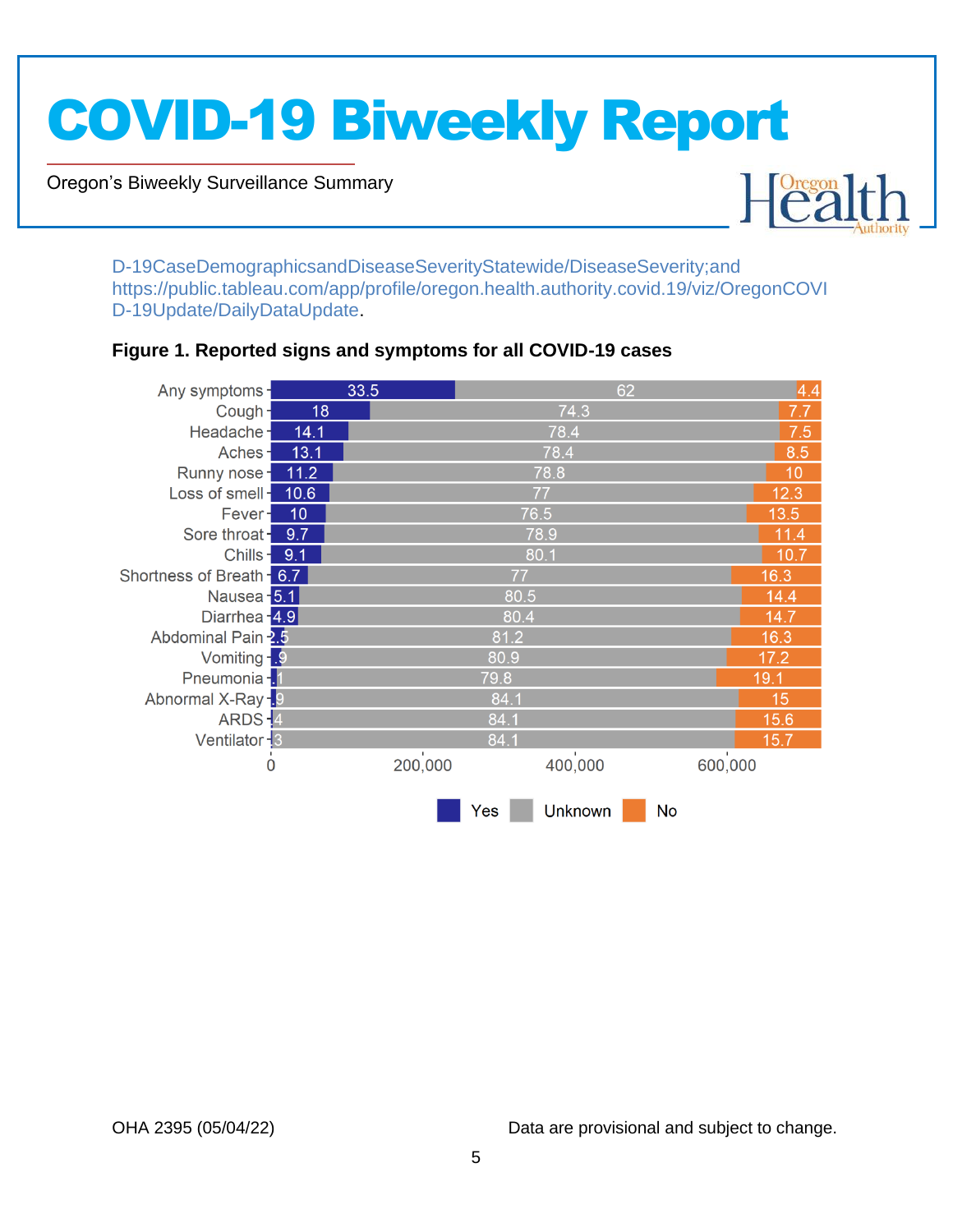D-19CaseDemographicsandDiseaseSeverityStatewide/DiseaseSeverity;and https://public.tableau.com/app/profile/oregon.health.authority.covid.19/viz/OregonCOVID-19Update/DailyDataUpdate.

**Figure 1. Reported signs and symptoms for all COVID-19 cases**

| Symptom | Yes | Unknown | No |
|---|---|---|---|
| Any symptoms | 33.5 | 62 | 4.4 |
| Cough | 18 | 74.3 | 7.7 |
| Headache | 14.1 | 78.4 | 7.5 |
| Aches | 13.1 | 78.4 | 8.5 |
| Runny nose | 11.2 | 78.8 | 10 |
| Loss of smell | 10.6 | 77 | 12.3 |
| Fever | 10 | 76.5 | 13.5 |
| Sore throat | 9.7 | 78.9 | 11.4 |
| Chills | 9.1 | 80.1 | 10.7 |
| Shortness of Breath | 6.7 | 77 | 16.3 |
| Nausea | 5.1 | 80.5 | 14.4 |
| Diarrhea | 4.9 | 80.4 | 14.7 |
| Abdominal Pain | 2.5 | 81.2 | 16.3 |
| Vomiting | .9 | 80.9 | 17.2 |
| Pneumonia | .1 | 79.8 | 19.1 |
| Abnormal X-Ray | .9 | 84.1 | 15 |
| ARDS | .4 | 84.1 | 15.6 |
| Ventilator | .3 | 84.1 | 15.7 |

OHA 2395 (05/04/22)

Data are provisional and subject to change.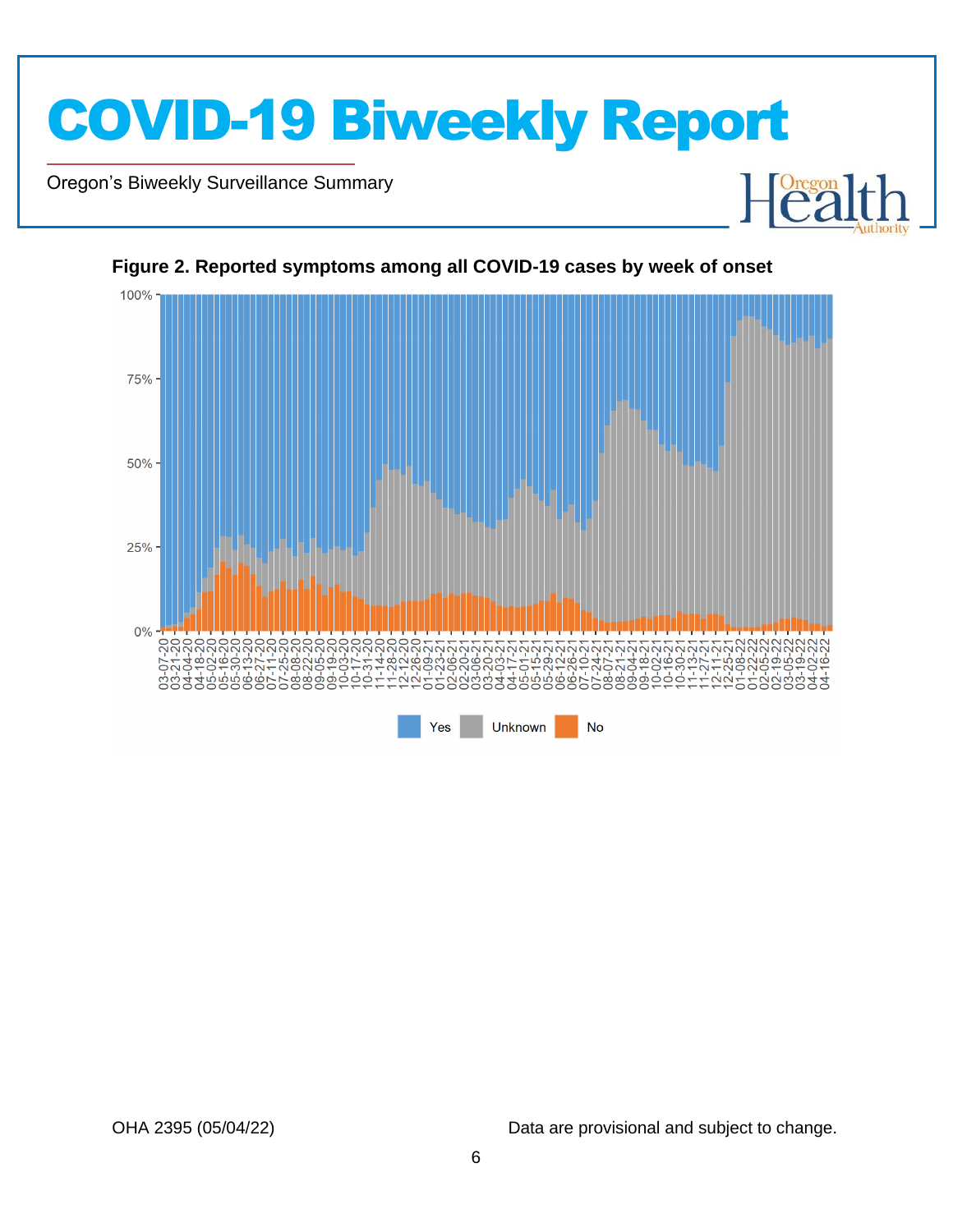**Figure 2. Reported symptoms among all COVID-19 cases by week of onset**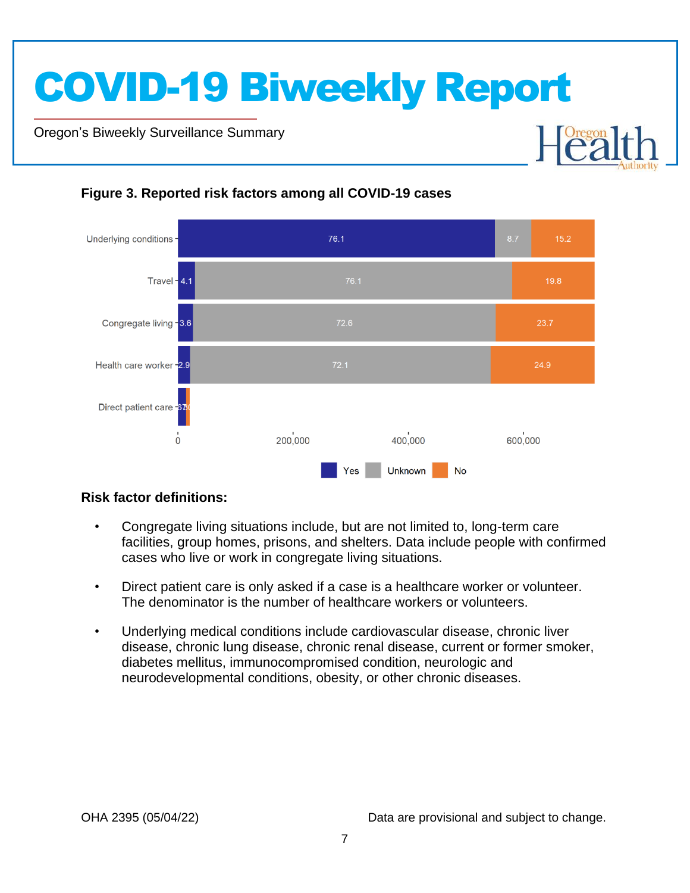### Figure 3. Reported risk factors among all COVID-19 cases

| Risk factor | Yes | Unknown | No |
| --- | --- | --- | --- |
| Underlying conditions | 76.1 | 8.7 | 15.2 |
| Travel | 4.1 | 76.1 | 19.8 |
| Congregate living | 3.6 | 72.6 | 23.7 |
| Health care worker | 2.9 | 72.1 | 24.9 |
| Direct patient care | | | |

### Risk factor definitions:

- Congregate living situations include, but are not limited to, long-term care facilities, group homes, prisons, and shelters. Data include people with confirmed cases who live or work in congregate living situations.
- Direct patient care is only asked if a case is a healthcare worker or volunteer. The denominator is the number of healthcare workers or volunteers.
- Underlying medical conditions include cardiovascular disease, chronic liver disease, chronic lung disease, chronic renal disease, current or former smoker, diabetes mellitus, immunocompromised condition, neurologic and neurodevelopmental conditions, obesity, or other chronic diseases.

OHA 2395 (05/04/22)

Data are provisional and subject to change.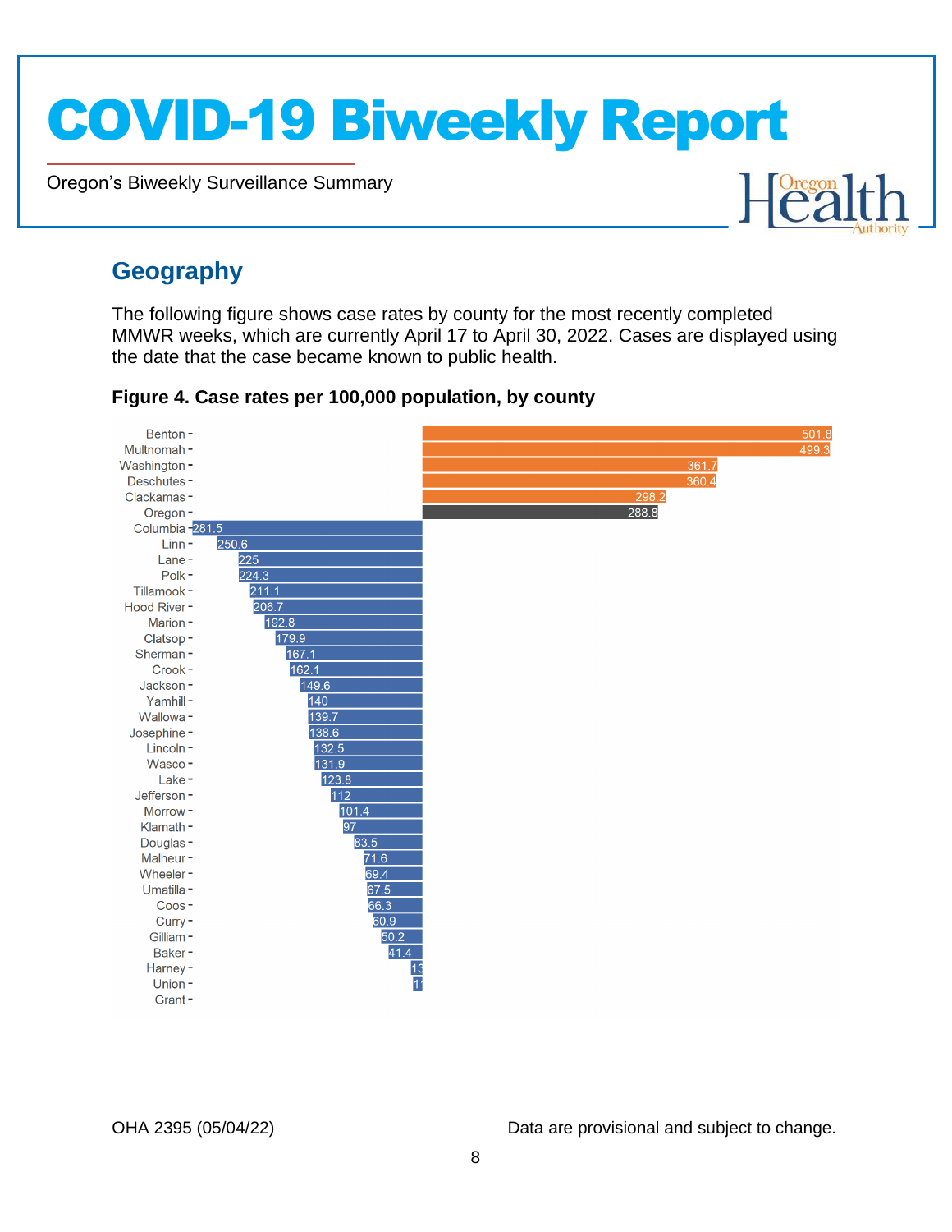## Geography

The following figure shows case rates by county for the most recently completed MMWR weeks, which are currently April 17 to April 30, 2022. Cases are displayed using the date that the case became known to public health.

**Figure 4. Case rates per 100,000 population, by county**

| County | Case rate per 100,000 |
|---|---|
| Benton | 501.8 |
| Multnomah | 499.3 |
| Washington | 361.7 |
| Deschutes | 360.4 |
| Clackamas | 298.2 |
| Oregon | 288.8 |
| Columbia | 281.5 |
| Linn | 250.6 |
| Lane | 225 |
| Polk | 224.3 |
| Tillamook | 211.1 |
| Hood River | 206.7 |
| Marion | 192.8 |
| Clatsop | 179.9 |
| Sherman | 167.1 |
| Crook | 162.1 |
| Jackson | 149.6 |
| Yamhill | 140 |
| Wallowa | 139.7 |
| Josephine | 138.6 |
| Lincoln | 132.5 |
| Wasco | 131.9 |
| Lake | 123.8 |
| Jefferson | 112 |
| Morrow | 101.4 |
| Klamath | 97 |
| Douglas | 83.5 |
| Malheur | 71.6 |
| Wheeler | 69.4 |
| Umatilla | 67.5 |
| Coos | 66.3 |
| Curry | 60.9 |
| Gilliam | 50.2 |
| Baker | 41.4 |
| Harney | 13 |
| Union | 11 |
| Grant | |

OHA 2395 (05/04/22)

Data are provisional and subject to change.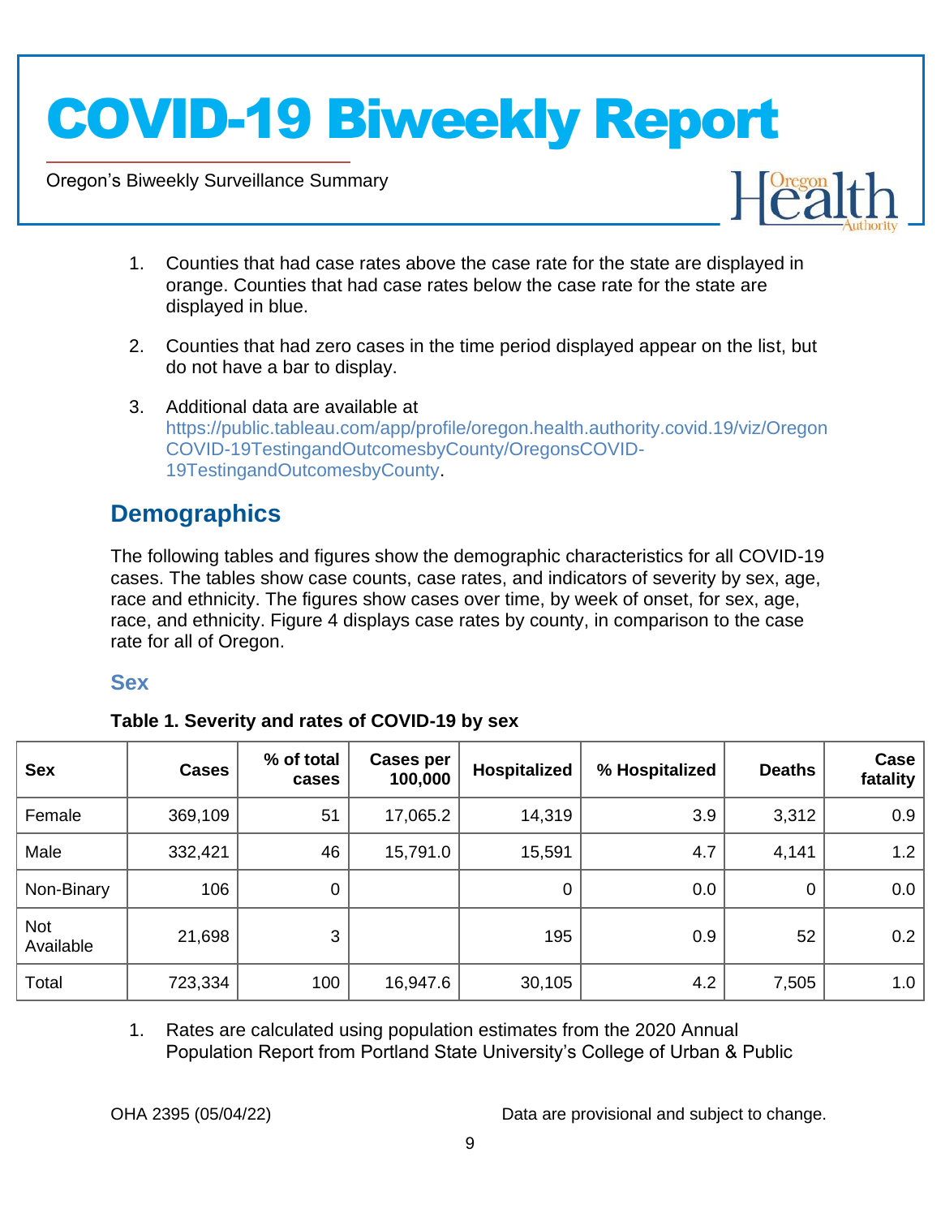1. Counties that had case rates above the case rate for the state are displayed in orange. Counties that had case rates below the case rate for the state are displayed in blue.

2. Counties that had zero cases in the time period displayed appear on the list, but do not have a bar to display.

3. Additional data are available at https://public.tableau.com/app/profile/oregon.health.authority.covid.19/viz/OregonCOVID-19TestingandOutcomesbyCounty/OregonsCOVID-19TestingandOutcomesbyCounty.

## Demographics

The following tables and figures show the demographic characteristics for all COVID-19 cases. The tables show case counts, case rates, and indicators of severity by sex, age, race and ethnicity. The figures show cases over time, by week of onset, for sex, age, race, and ethnicity. Figure 4 displays case rates by county, in comparison to the case rate for all of Oregon.

### Sex

**Table 1. Severity and rates of COVID-19 by sex**

| Sex | Cases | % of total cases | Cases per 100,000 | Hospitalized | % Hospitalized | Deaths | Case fatality |
|---|---|---|---|---|---|---|---|
| Female | 369,109 | 51 | 17,065.2 | 14,319 | 3.9 | 3,312 | 0.9 |
| Male | 332,421 | 46 | 15,791.0 | 15,591 | 4.7 | 4,141 | 1.2 |
| Non-Binary | 106 | 0 | | 0 | 0.0 | 0 | 0.0 |
| Not Available | 21,698 | 3 | | 195 | 0.9 | 52 | 0.2 |
| Total | 723,334 | 100 | 16,947.6 | 30,105 | 4.2 | 7,505 | 1.0 |

1. Rates are calculated using population estimates from the 2020 Annual Population Report from Portland State University's College of Urban & Public

OHA 2395 (05/04/22) Data are provisional and subject to change.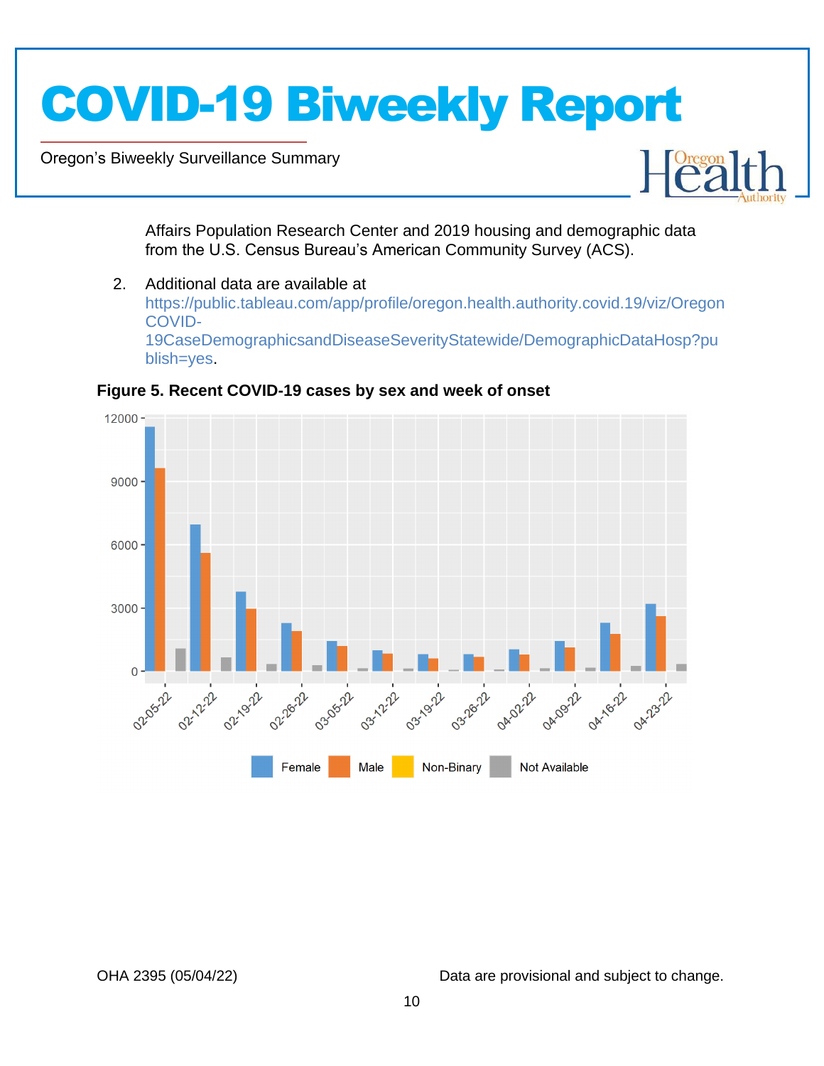Affairs Population Research Center and 2019 housing and demographic data from the U.S. Census Bureau's American Community Survey (ACS).

2. Additional data are available at https://public.tableau.com/app/profile/oregon.health.authority.covid.19/viz/OregonCOVID-19CaseDemographicsandDiseaseSeverityStatewide/DemographicDataHosp?publish=yes.

**Figure 5. Recent COVID-19 cases by sex and week of onset**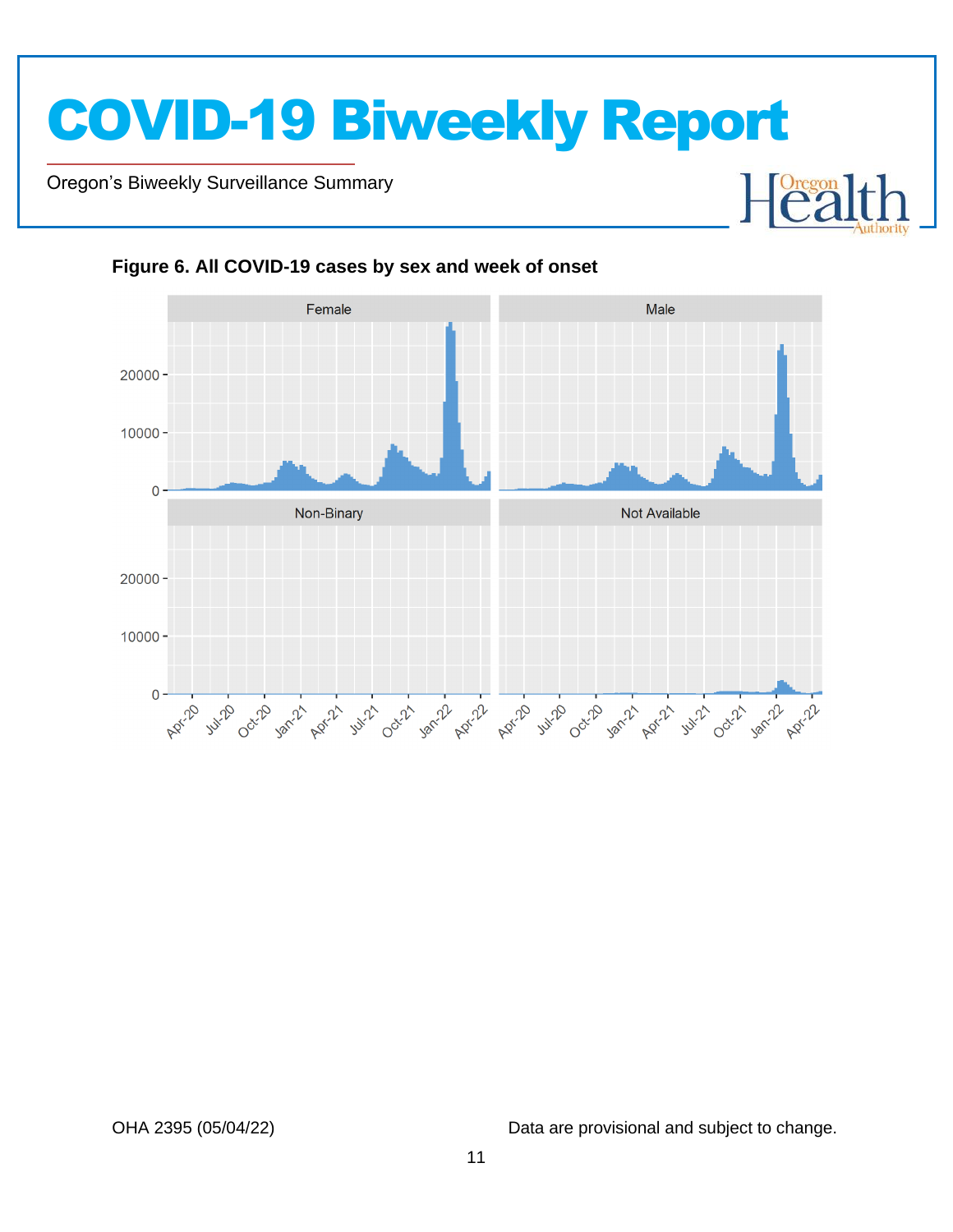**Figure 6. All COVID-19 cases by sex and week of onset**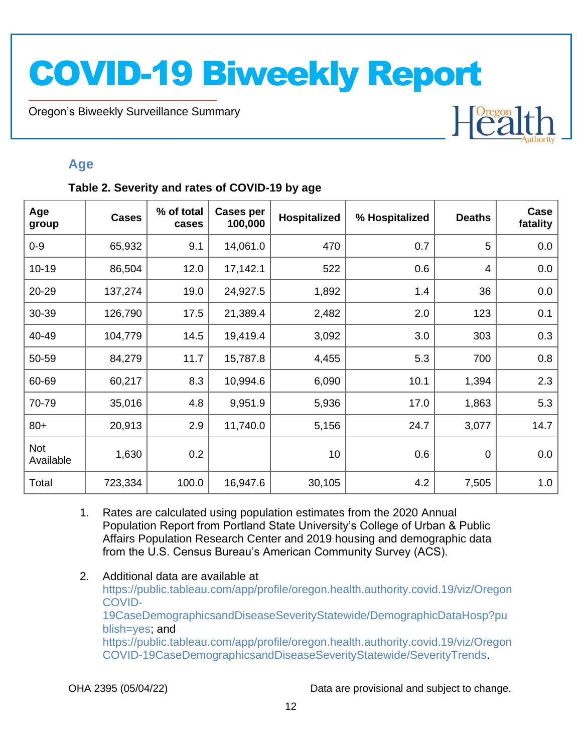## Age

**Table 2. Severity and rates of COVID-19 by age**

| Age group | Cases | % of total cases | Cases per 100,000 | Hospitalized | % Hospitalized | Deaths | Case fatality |
|---|---|---|---|---|---|---|---|
| 0-9 | 65,932 | 9.1 | 14,061.0 | 470 | 0.7 | 5 | 0.0 |
| 10-19 | 86,504 | 12.0 | 17,142.1 | 522 | 0.6 | 4 | 0.0 |
| 20-29 | 137,274 | 19.0 | 24,927.5 | 1,892 | 1.4 | 36 | 0.0 |
| 30-39 | 126,790 | 17.5 | 21,389.4 | 2,482 | 2.0 | 123 | 0.1 |
| 40-49 | 104,779 | 14.5 | 19,419.4 | 3,092 | 3.0 | 303 | 0.3 |
| 50-59 | 84,279 | 11.7 | 15,787.8 | 4,455 | 5.3 | 700 | 0.8 |
| 60-69 | 60,217 | 8.3 | 10,994.6 | 6,090 | 10.1 | 1,394 | 2.3 |
| 70-79 | 35,016 | 4.8 | 9,951.9 | 5,936 | 17.0 | 1,863 | 5.3 |
| 80+ | 20,913 | 2.9 | 11,740.0 | 5,156 | 24.7 | 3,077 | 14.7 |
| Not Available | 1,630 | 0.2 | | 10 | 0.6 | 0 | 0.0 |
| Total | 723,334 | 100.0 | 16,947.6 | 30,105 | 4.2 | 7,505 | 1.0 |

1. Rates are calculated using population estimates from the 2020 Annual Population Report from Portland State University's College of Urban & Public Affairs Population Research Center and 2019 housing and demographic data from the U.S. Census Bureau's American Community Survey (ACS).

2. Additional data are available at https://public.tableau.com/app/profile/oregon.health.authority.covid.19/viz/OregonCOVID-19CaseDemographicsandDiseaseSeverityStatewide/DemographicDataHosp?publish=yes; and https://public.tableau.com/app/profile/oregon.health.authority.covid.19/viz/OregonCOVID-19CaseDemographicsandDiseaseSeverityStatewide/SeverityTrends.

OHA 2395 (05/04/22) Data are provisional and subject to change.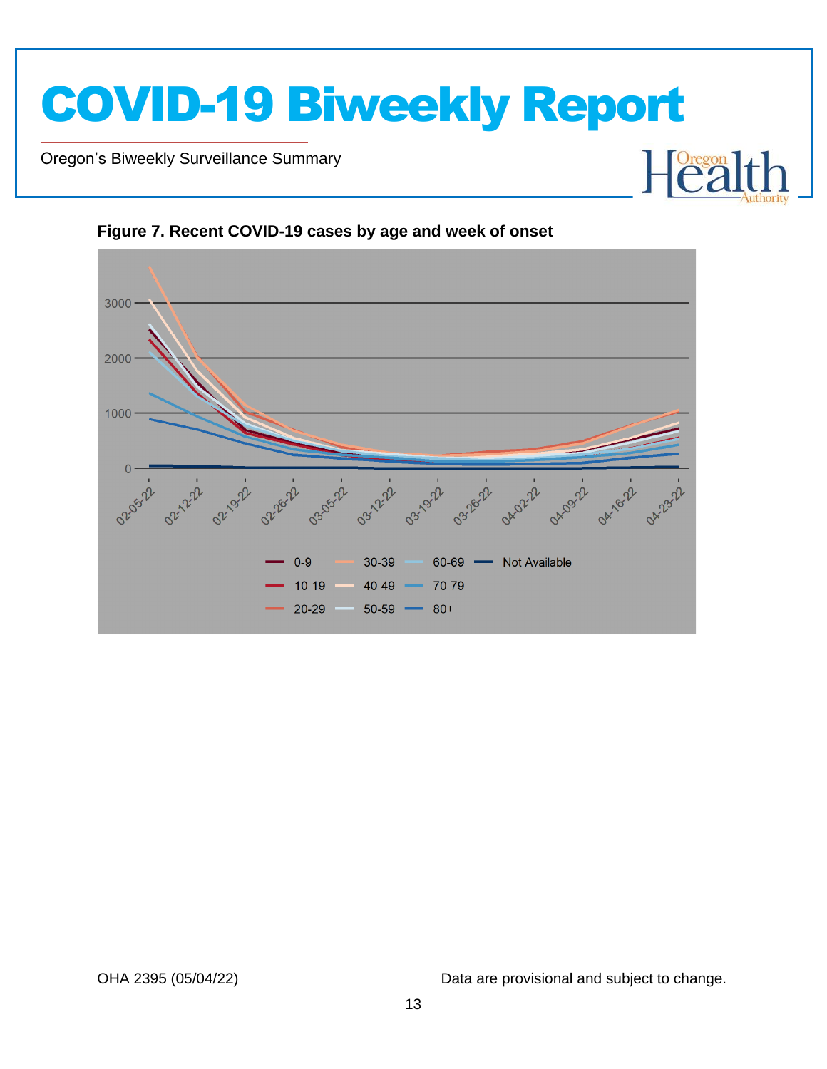**Figure 7. Recent COVID-19 cases by age and week of onset**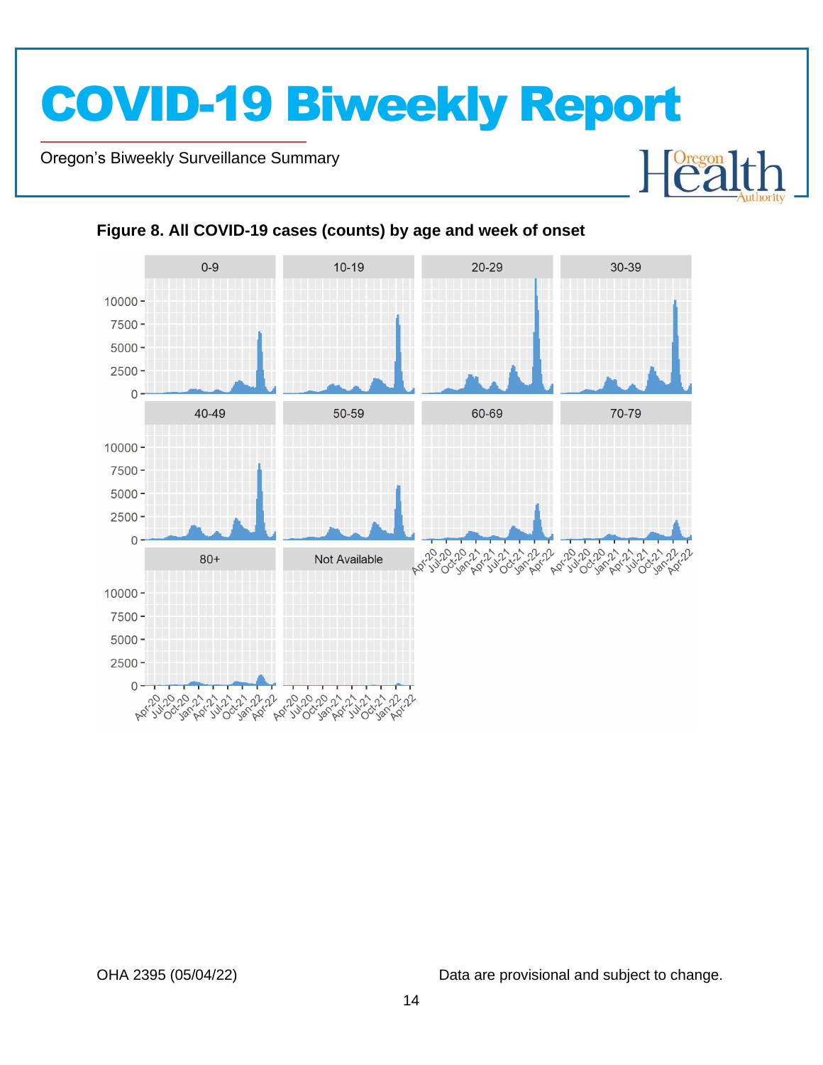**Figure 8. All COVID-19 cases (counts) by age and week of onset**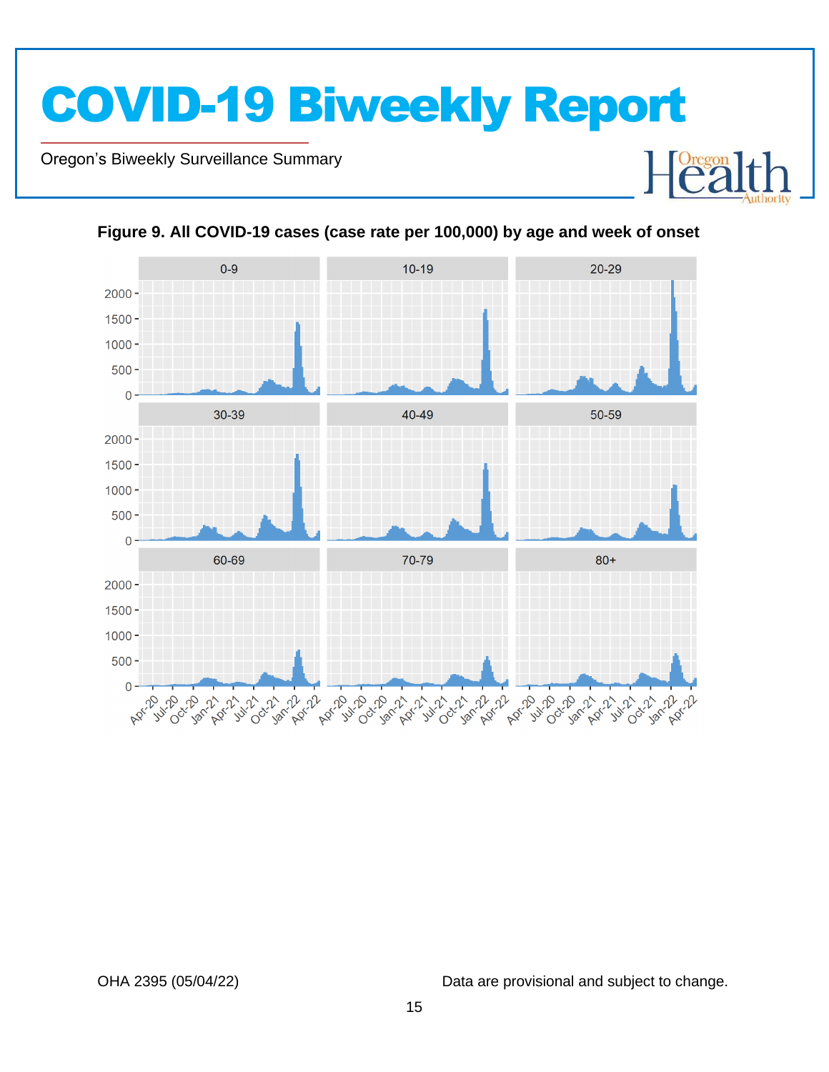**Figure 9. All COVID-19 cases (case rate per 100,000) by age and week of onset**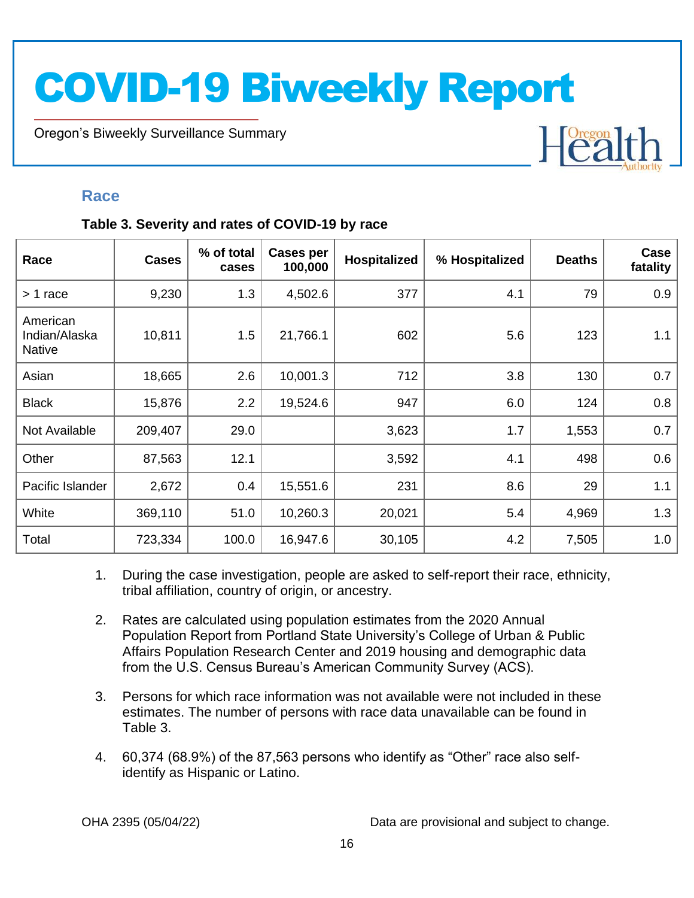## Race

**Table 3. Severity and rates of COVID-19 by race**

| Race | Cases | % of total cases | Cases per 100,000 | Hospitalized | % Hospitalized | Deaths | Case fatality |
|---|---|---|---|---|---|---|---|
| > 1 race | 9,230 | 1.3 | 4,502.6 | 377 | 4.1 | 79 | 0.9 |
| American Indian/Alaska Native | 10,811 | 1.5 | 21,766.1 | 602 | 5.6 | 123 | 1.1 |
| Asian | 18,665 | 2.6 | 10,001.3 | 712 | 3.8 | 130 | 0.7 |
| Black | 15,876 | 2.2 | 19,524.6 | 947 | 6.0 | 124 | 0.8 |
| Not Available | 209,407 | 29.0 | | 3,623 | 1.7 | 1,553 | 0.7 |
| Other | 87,563 | 12.1 | | 3,592 | 4.1 | 498 | 0.6 |
| Pacific Islander | 2,672 | 0.4 | 15,551.6 | 231 | 8.6 | 29 | 1.1 |
| White | 369,110 | 51.0 | 10,260.3 | 20,021 | 5.4 | 4,969 | 1.3 |
| Total | 723,334 | 100.0 | 16,947.6 | 30,105 | 4.2 | 7,505 | 1.0 |

1. During the case investigation, people are asked to self-report their race, ethnicity, tribal affiliation, country of origin, or ancestry.
2. Rates are calculated using population estimates from the 2020 Annual Population Report from Portland State University's College of Urban & Public Affairs Population Research Center and 2019 housing and demographic data from the U.S. Census Bureau's American Community Survey (ACS).
3. Persons for which race information was not available were not included in these estimates. The number of persons with race data unavailable can be found in Table 3.
4. 60,374 (68.9%) of the 87,563 persons who identify as "Other" race also self-identify as Hispanic or Latino.

OHA 2395 (05/04/22) Data are provisional and subject to change.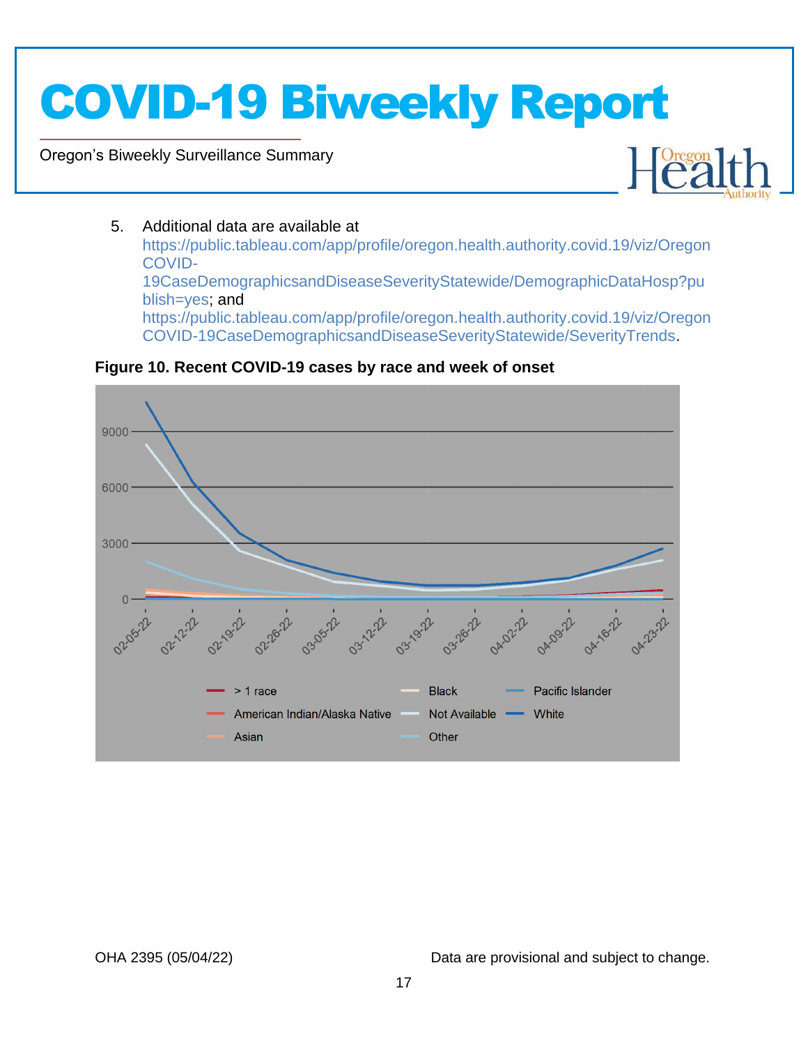5. Additional data are available at https://public.tableau.com/app/profile/oregon.health.authority.covid.19/viz/OregonCOVID-19CaseDemographicsandDiseaseSeverityStatewide/DemographicDataHosp?publish=yes; and https://public.tableau.com/app/profile/oregon.health.authority.covid.19/viz/OregonCOVID-19CaseDemographicsandDiseaseSeverityStatewide/SeverityTrends.

**Figure 10. Recent COVID-19 cases by race and week of onset**

OHA 2395 (05/04/22)

Data are provisional and subject to change.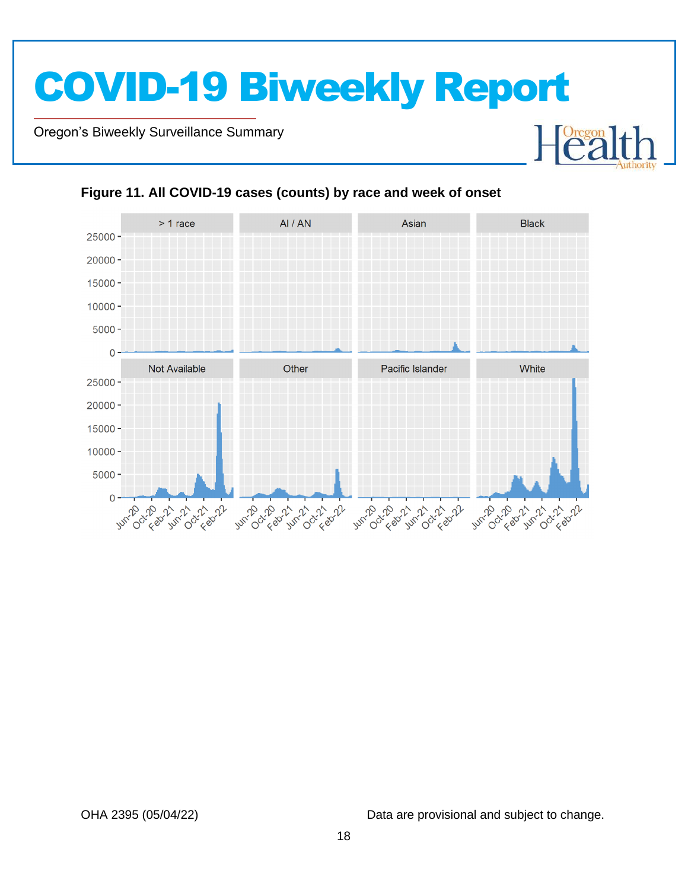**Figure 11. All COVID-19 cases (counts) by race and week of onset**

OHA 2395 (05/04/22)

Data are provisional and subject to change.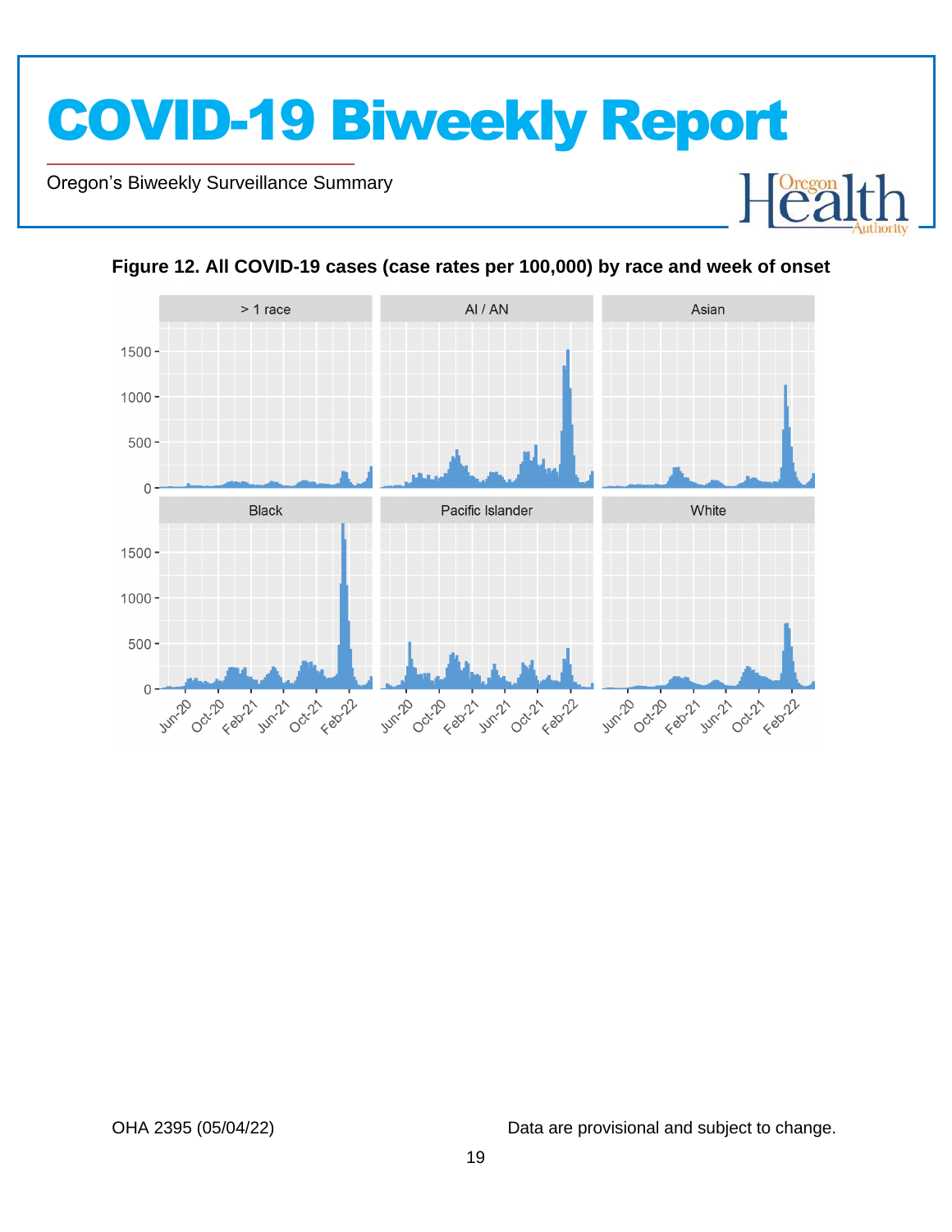**Figure 12. All COVID-19 cases (case rates per 100,000) by race and week of onset**

OHA 2395 (05/04/22)

Data are provisional and subject to change.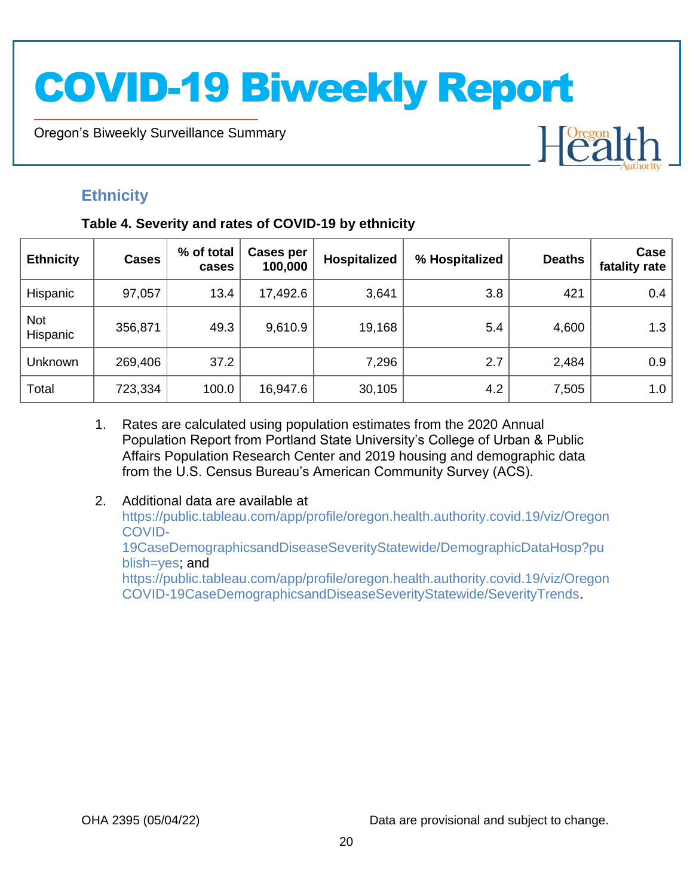## Ethnicity

**Table 4. Severity and rates of COVID-19 by ethnicity**

| Ethnicity | Cases | % of total cases | Cases per 100,000 | Hospitalized | % Hospitalized | Deaths | Case fatality rate |
|---|---|---|---|---|---|---|---|
| Hispanic | 97,057 | 13.4 | 17,492.6 | 3,641 | 3.8 | 421 | 0.4 |
| Not Hispanic | 356,871 | 49.3 | 9,610.9 | 19,168 | 5.4 | 4,600 | 1.3 |
| Unknown | 269,406 | 37.2 | | 7,296 | 2.7 | 2,484 | 0.9 |
| Total | 723,334 | 100.0 | 16,947.6 | 30,105 | 4.2 | 7,505 | 1.0 |

1. Rates are calculated using population estimates from the 2020 Annual Population Report from Portland State University's College of Urban & Public Affairs Population Research Center and 2019 housing and demographic data from the U.S. Census Bureau's American Community Survey (ACS).

2. Additional data are available at https://public.tableau.com/app/profile/oregon.health.authority.covid.19/viz/OregonCOVID-19CaseDemographicsandDiseaseSeverityStatewide/DemographicDataHosp?publish=yes; and https://public.tableau.com/app/profile/oregon.health.authority.covid.19/viz/OregonCOVID-19CaseDemographicsandDiseaseSeverityStatewide/SeverityTrends.

OHA 2395 (05/04/22) Data are provisional and subject to change.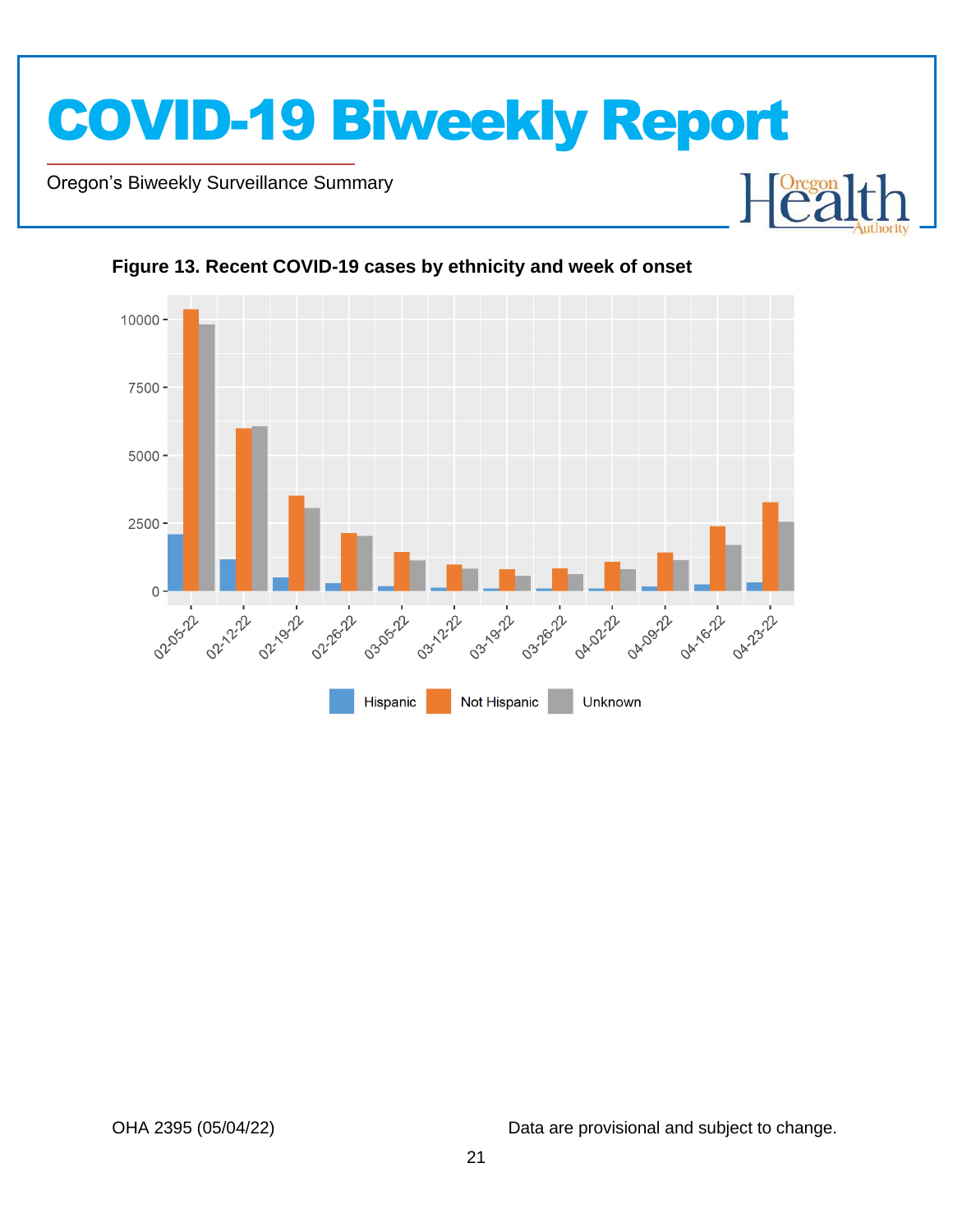**Figure 13. Recent COVID-19 cases by ethnicity and week of onset**

Data are provisional and subject to change.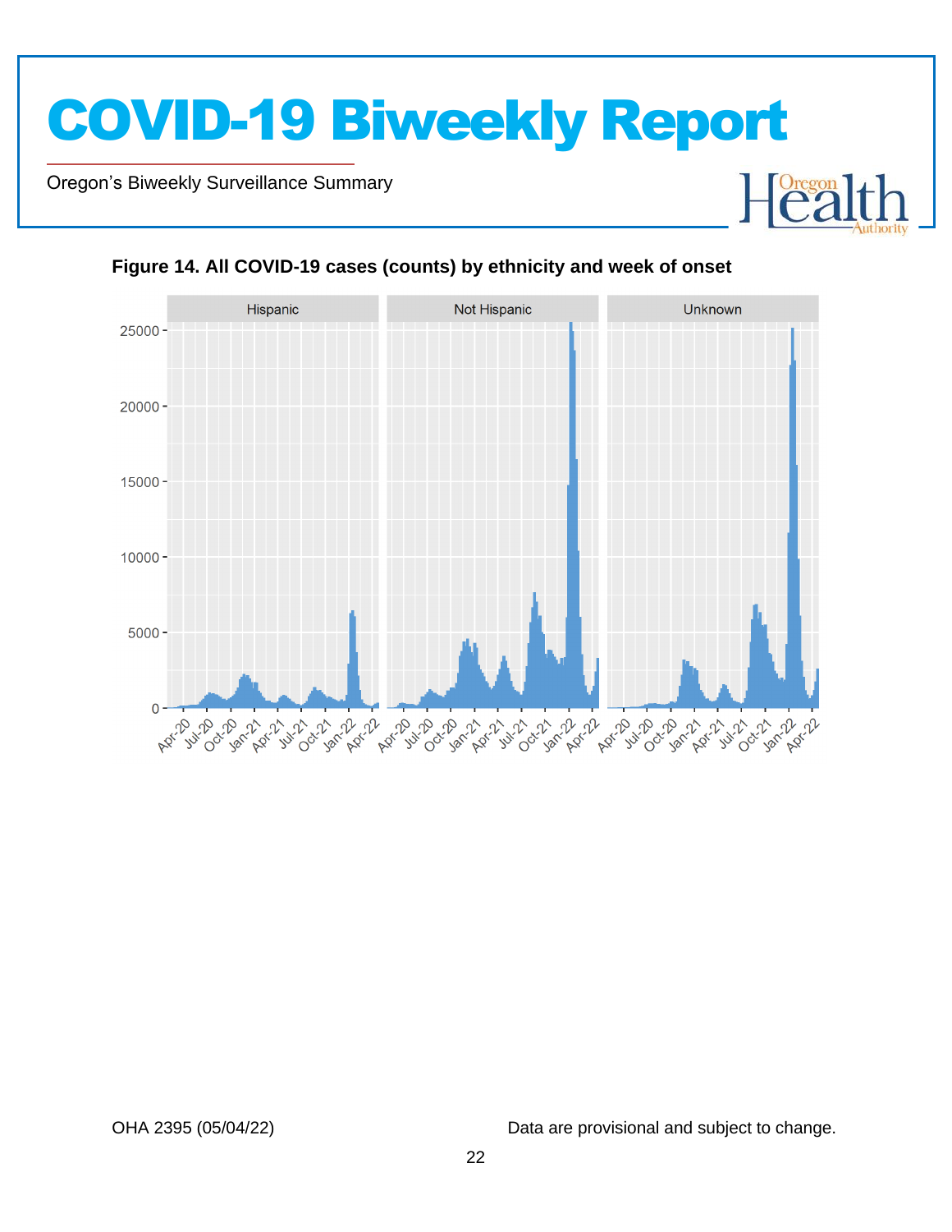**Figure 14. All COVID-19 cases (counts) by ethnicity and week of onset**

Data are provisional and subject to change.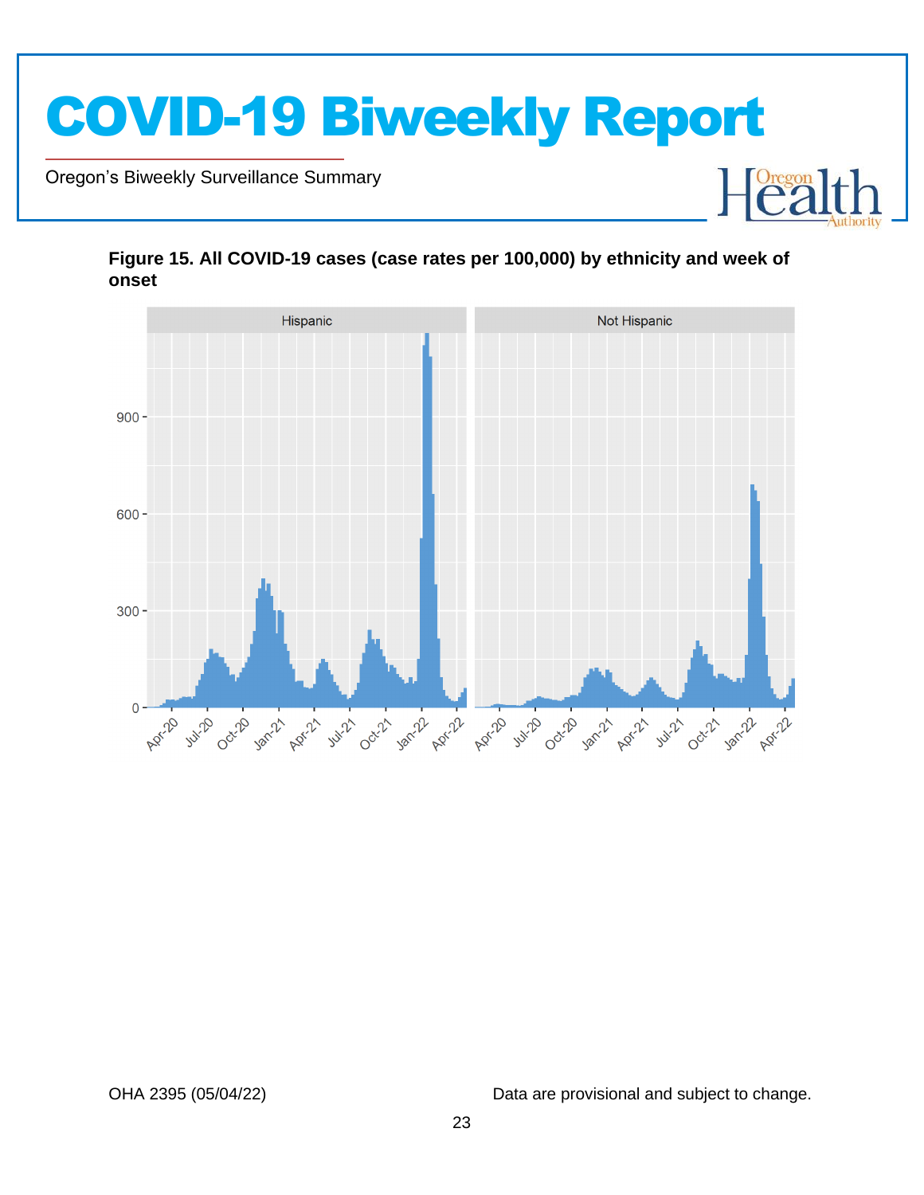**Figure 15. All COVID-19 cases (case rates per 100,000) by ethnicity and week of onset**

OHA 2395 (05/04/22)

Data are provisional and subject to change.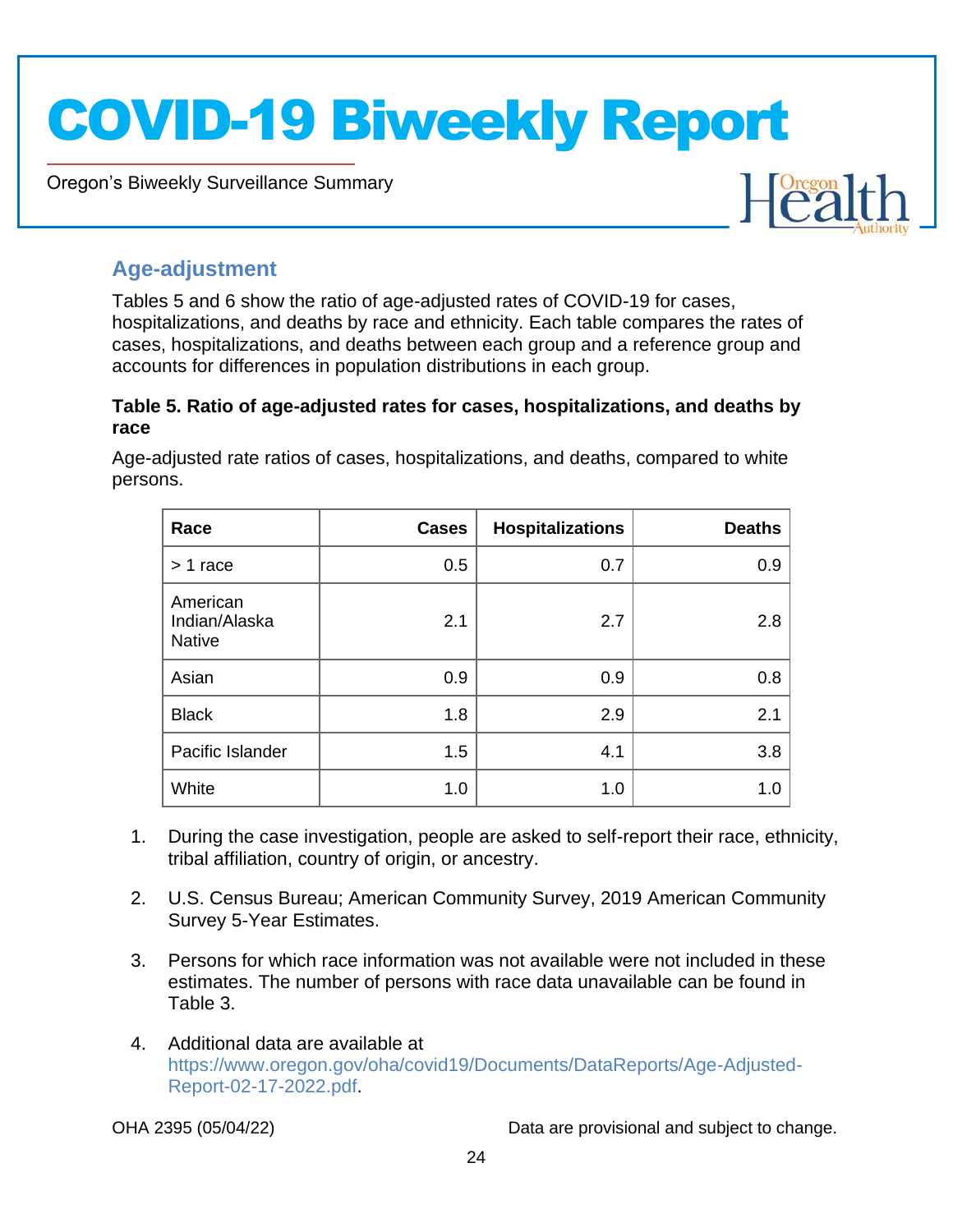## Age-adjustment

Tables 5 and 6 show the ratio of age-adjusted rates of COVID-19 for cases, hospitalizations, and deaths by race and ethnicity. Each table compares the rates of cases, hospitalizations, and deaths between each group and a reference group and accounts for differences in population distributions in each group.

**Table 5. Ratio of age-adjusted rates for cases, hospitalizations, and deaths by race**

Age-adjusted rate ratios of cases, hospitalizations, and deaths, compared to white persons.

| Race | Cases | Hospitalizations | Deaths |
|---|---:|---:|---:|
| > 1 race | 0.5 | 0.7 | 0.9 |
| American Indian/Alaska Native | 2.1 | 2.7 | 2.8 |
| Asian | 0.9 | 0.9 | 0.8 |
| Black | 1.8 | 2.9 | 2.1 |
| Pacific Islander | 1.5 | 4.1 | 3.8 |
| White | 1.0 | 1.0 | 1.0 |

1. During the case investigation, people are asked to self-report their race, ethnicity, tribal affiliation, country of origin, or ancestry.
2. U.S. Census Bureau; American Community Survey, 2019 American Community Survey 5-Year Estimates.
3. Persons for which race information was not available were not included in these estimates. The number of persons with race data unavailable can be found in Table 3.
4. Additional data are available at https://www.oregon.gov/oha/covid19/Documents/DataReports/Age-Adjusted-Report-02-17-2022.pdf.

OHA 2395 (05/04/22)

Data are provisional and subject to change.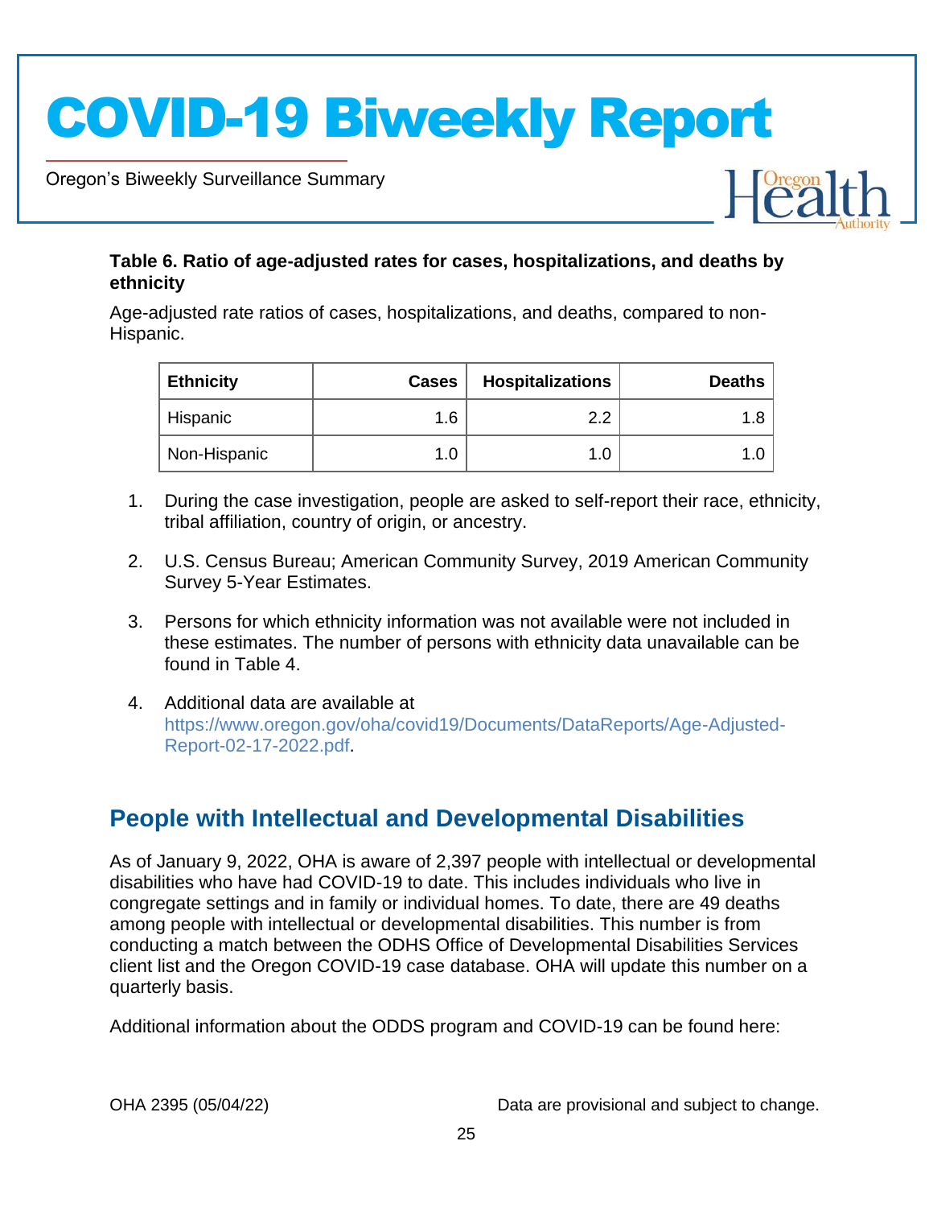**Table 6. Ratio of age-adjusted rates for cases, hospitalizations, and deaths by ethnicity**

Age-adjusted rate ratios of cases, hospitalizations, and deaths, compared to non-Hispanic.

| Ethnicity | Cases | Hospitalizations | Deaths |
|---|---:|---:|---:|
| Hispanic | 1.6 | 2.2 | 1.8 |
| Non-Hispanic | 1.0 | 1.0 | 1.0 |

1. During the case investigation, people are asked to self-report their race, ethnicity, tribal affiliation, country of origin, or ancestry.
2. U.S. Census Bureau; American Community Survey, 2019 American Community Survey 5-Year Estimates.
3. Persons for which ethnicity information was not available were not included in these estimates. The number of persons with ethnicity data unavailable can be found in Table 4.
4. Additional data are available at https://www.oregon.gov/oha/covid19/Documents/DataReports/Age-Adjusted-Report-02-17-2022.pdf.

## People with Intellectual and Developmental Disabilities

As of January 9, 2022, OHA is aware of 2,397 people with intellectual or developmental disabilities who have had COVID-19 to date. This includes individuals who live in congregate settings and in family or individual homes. To date, there are 49 deaths among people with intellectual or developmental disabilities. This number is from conducting a match between the ODHS Office of Developmental Disabilities Services client list and the Oregon COVID-19 case database. OHA will update this number on a quarterly basis.

Additional information about the ODDS program and COVID-19 can be found here: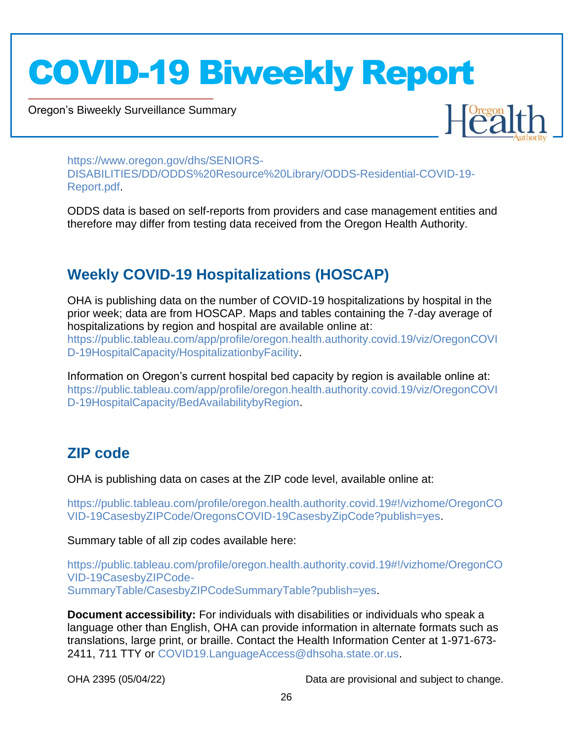https://www.oregon.gov/dhs/SENIORS-DISABILITIES/DD/ODDS%20Resource%20Library/ODDS-Residential-COVID-19-Report.pdf.

ODDS data is based on self-reports from providers and case management entities and therefore may differ from testing data received from the Oregon Health Authority.

## Weekly COVID-19 Hospitalizations (HOSCAP)

OHA is publishing data on the number of COVID-19 hospitalizations by hospital in the prior week; data are from HOSCAP. Maps and tables containing the 7-day average of hospitalizations by region and hospital are available online at: https://public.tableau.com/app/profile/oregon.health.authority.covid.19/viz/OregonCOVID-19HospitalCapacity/HospitalizationbyFacility.

Information on Oregon's current hospital bed capacity by region is available online at: https://public.tableau.com/app/profile/oregon.health.authority.covid.19/viz/OregonCOVID-19HospitalCapacity/BedAvailabilitybyRegion.

## ZIP code

OHA is publishing data on cases at the ZIP code level, available online at:

https://public.tableau.com/profile/oregon.health.authority.covid.19#!/vizhome/OregonCOVID-19CasesbyZIPCode/OregonsCOVID-19CasesbyZipCode?publish=yes.

Summary table of all zip codes available here:

https://public.tableau.com/profile/oregon.health.authority.covid.19#!/vizhome/OregonCOVID-19CasesbyZIPCode-SummaryTable/CasesbyZIPCodeSummaryTable?publish=yes.

**Document accessibility:** For individuals with disabilities or individuals who speak a language other than English, OHA can provide information in alternate formats such as translations, large print, or braille. Contact the Health Information Center at 1-971-673-2411, 711 TTY or COVID19.LanguageAccess@dhsoha.state.or.us.

OHA 2395 (05/04/22) Data are provisional and subject to change.